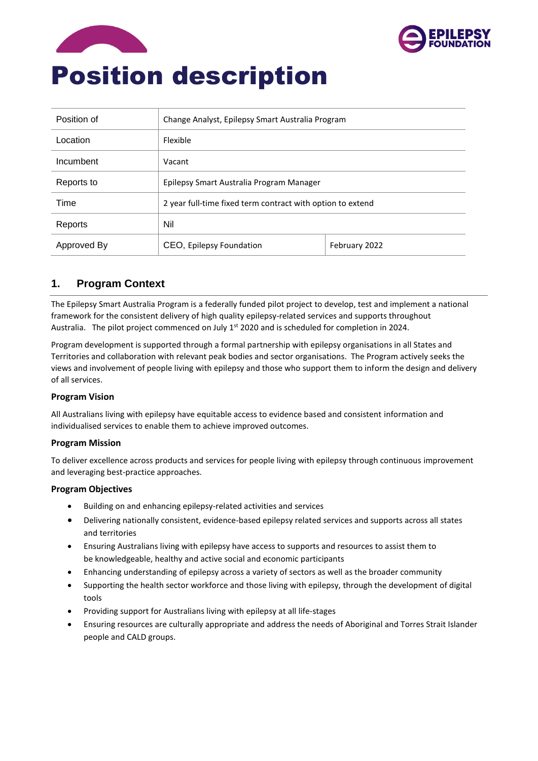# Position description

| Position of | Change Analyst, Epilepsy Smart Australia Program | |
|---|---|---|
| Location | Flexible | |
| Incumbent | Vacant | |
| Reports to | Epilepsy Smart Australia Program Manager | |
| Time | 2 year full-time fixed term contract with option to extend | |
| Reports | Nil | |
| Approved By | CEO, Epilepsy Foundation | February 2022 |

## 1. Program Context

The Epilepsy Smart Australia Program is a federally funded pilot project to develop, test and implement a national framework for the consistent delivery of high quality epilepsy-related services and supports throughout Australia. The pilot project commenced on July 1st 2020 and is scheduled for completion in 2024.

Program development is supported through a formal partnership with epilepsy organisations in all States and Territories and collaboration with relevant peak bodies and sector organisations. The Program actively seeks the views and involvement of people living with epilepsy and those who support them to inform the design and delivery of all services.

### Program Vision

All Australians living with epilepsy have equitable access to evidence based and consistent information and individualised services to enable them to achieve improved outcomes.

### Program Mission

To deliver excellence across products and services for people living with epilepsy through continuous improvement and leveraging best-practice approaches.

### Program Objectives

- Building on and enhancing epilepsy-related activities and services
- Delivering nationally consistent, evidence-based epilepsy related services and supports across all states and territories
- Ensuring Australians living with epilepsy have access to supports and resources to assist them to be knowledgeable, healthy and active social and economic participants
- Enhancing understanding of epilepsy across a variety of sectors as well as the broader community
- Supporting the health sector workforce and those living with epilepsy, through the development of digital tools
- Providing support for Australians living with epilepsy at all life-stages
- Ensuring resources are culturally appropriate and address the needs of Aboriginal and Torres Strait Islander people and CALD groups.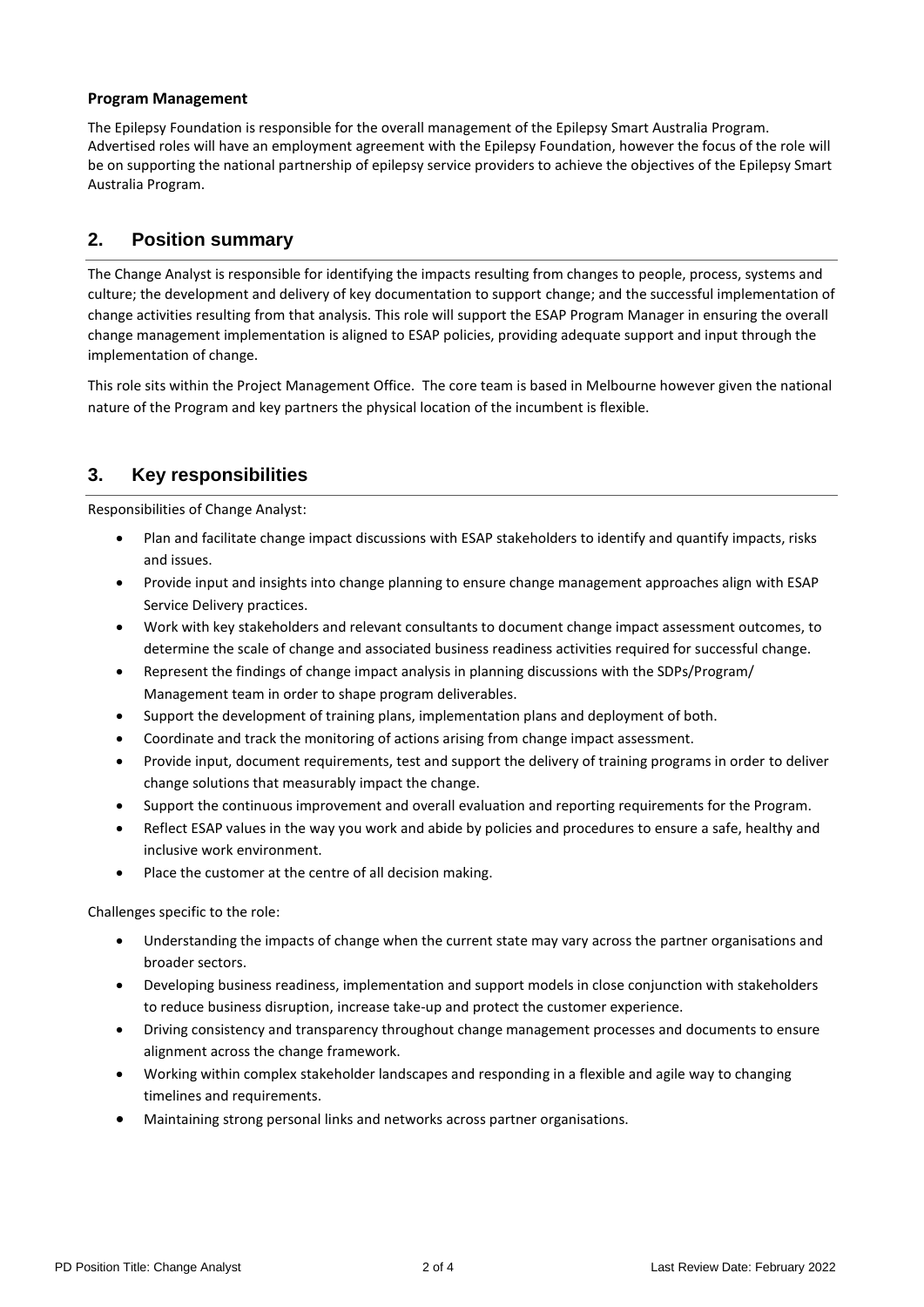**Program Management**

The Epilepsy Foundation is responsible for the overall management of the Epilepsy Smart Australia Program. Advertised roles will have an employment agreement with the Epilepsy Foundation, however the focus of the role will be on supporting the national partnership of epilepsy service providers to achieve the objectives of the Epilepsy Smart Australia Program.

## 2. Position summary

The Change Analyst is responsible for identifying the impacts resulting from changes to people, process, systems and culture; the development and delivery of key documentation to support change; and the successful implementation of change activities resulting from that analysis. This role will support the ESAP Program Manager in ensuring the overall change management implementation is aligned to ESAP policies, providing adequate support and input through the implementation of change.

This role sits within the Project Management Office. The core team is based in Melbourne however given the national nature of the Program and key partners the physical location of the incumbent is flexible.

## 3. Key responsibilities

Responsibilities of Change Analyst:

- Plan and facilitate change impact discussions with ESAP stakeholders to identify and quantify impacts, risks and issues.
- Provide input and insights into change planning to ensure change management approaches align with ESAP Service Delivery practices.
- Work with key stakeholders and relevant consultants to document change impact assessment outcomes, to determine the scale of change and associated business readiness activities required for successful change.
- Represent the findings of change impact analysis in planning discussions with the SDPs/Program/ Management team in order to shape program deliverables.
- Support the development of training plans, implementation plans and deployment of both.
- Coordinate and track the monitoring of actions arising from change impact assessment.
- Provide input, document requirements, test and support the delivery of training programs in order to deliver change solutions that measurably impact the change.
- Support the continuous improvement and overall evaluation and reporting requirements for the Program.
- Reflect ESAP values in the way you work and abide by policies and procedures to ensure a safe, healthy and inclusive work environment.
- Place the customer at the centre of all decision making.

Challenges specific to the role:

- Understanding the impacts of change when the current state may vary across the partner organisations and broader sectors.
- Developing business readiness, implementation and support models in close conjunction with stakeholders to reduce business disruption, increase take-up and protect the customer experience.
- Driving consistency and transparency throughout change management processes and documents to ensure alignment across the change framework.
- Working within complex stakeholder landscapes and responding in a flexible and agile way to changing timelines and requirements.
- Maintaining strong personal links and networks across partner organisations.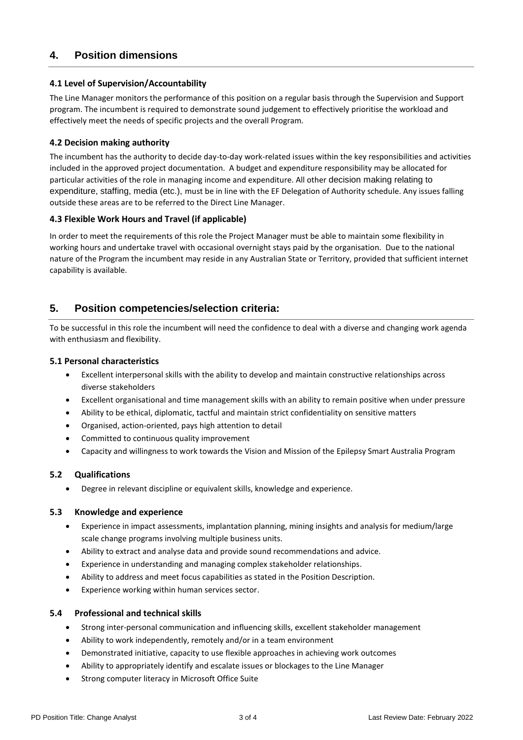## 4. Position dimensions

### 4.1 Level of Supervision/Accountability

The Line Manager monitors the performance of this position on a regular basis through the Supervision and Support program. The incumbent is required to demonstrate sound judgement to effectively prioritise the workload and effectively meet the needs of specific projects and the overall Program.

### 4.2 Decision making authority

The incumbent has the authority to decide day-to-day work-related issues within the key responsibilities and activities included in the approved project documentation. A budget and expenditure responsibility may be allocated for particular activities of the role in managing income and expenditure. All other decision making relating to expenditure, staffing, media (etc.), must be in line with the EF Delegation of Authority schedule. Any issues falling outside these areas are to be referred to the Direct Line Manager.

### 4.3 Flexible Work Hours and Travel (if applicable)

In order to meet the requirements of this role the Project Manager must be able to maintain some flexibility in working hours and undertake travel with occasional overnight stays paid by the organisation. Due to the national nature of the Program the incumbent may reside in any Australian State or Territory, provided that sufficient internet capability is available.

## 5. Position competencies/selection criteria:

To be successful in this role the incumbent will need the confidence to deal with a diverse and changing work agenda with enthusiasm and flexibility.

### 5.1 Personal characteristics

- Excellent interpersonal skills with the ability to develop and maintain constructive relationships across diverse stakeholders
- Excellent organisational and time management skills with an ability to remain positive when under pressure
- Ability to be ethical, diplomatic, tactful and maintain strict confidentiality on sensitive matters
- Organised, action-oriented, pays high attention to detail
- Committed to continuous quality improvement
- Capacity and willingness to work towards the Vision and Mission of the Epilepsy Smart Australia Program

### 5.2 Qualifications

- Degree in relevant discipline or equivalent skills, knowledge and experience.

### 5.3 Knowledge and experience

- Experience in impact assessments, implantation planning, mining insights and analysis for medium/large scale change programs involving multiple business units.
- Ability to extract and analyse data and provide sound recommendations and advice.
- Experience in understanding and managing complex stakeholder relationships.
- Ability to address and meet focus capabilities as stated in the Position Description.
- Experience working within human services sector.

### 5.4 Professional and technical skills

- Strong inter-personal communication and influencing skills, excellent stakeholder management
- Ability to work independently, remotely and/or in a team environment
- Demonstrated initiative, capacity to use flexible approaches in achieving work outcomes
- Ability to appropriately identify and escalate issues or blockages to the Line Manager
- Strong computer literacy in Microsoft Office Suite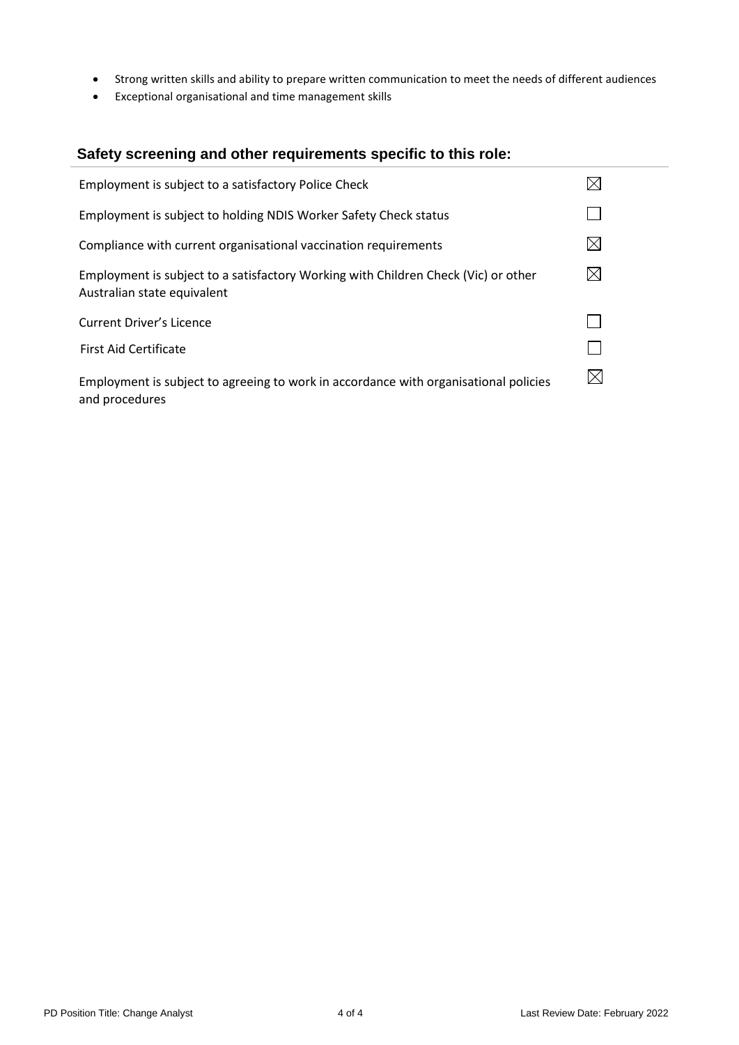- Strong written skills and ability to prepare written communication to meet the needs of different audiences
- Exceptional organisational and time management skills

## Safety screening and other requirements specific to this role:

| | |
|---|---|
| Employment is subject to a satisfactory Police Check | ☒ |
| Employment is subject to holding NDIS Worker Safety Check status | ☐ |
| Compliance with current organisational vaccination requirements | ☒ |
| Employment is subject to a satisfactory Working with Children Check (Vic) or other Australian state equivalent | ☒ |
| Current Driver's Licence | ☐ |
| First Aid Certificate | ☐ |
| Employment is subject to agreeing to work in accordance with organisational policies and procedures | ☒ |